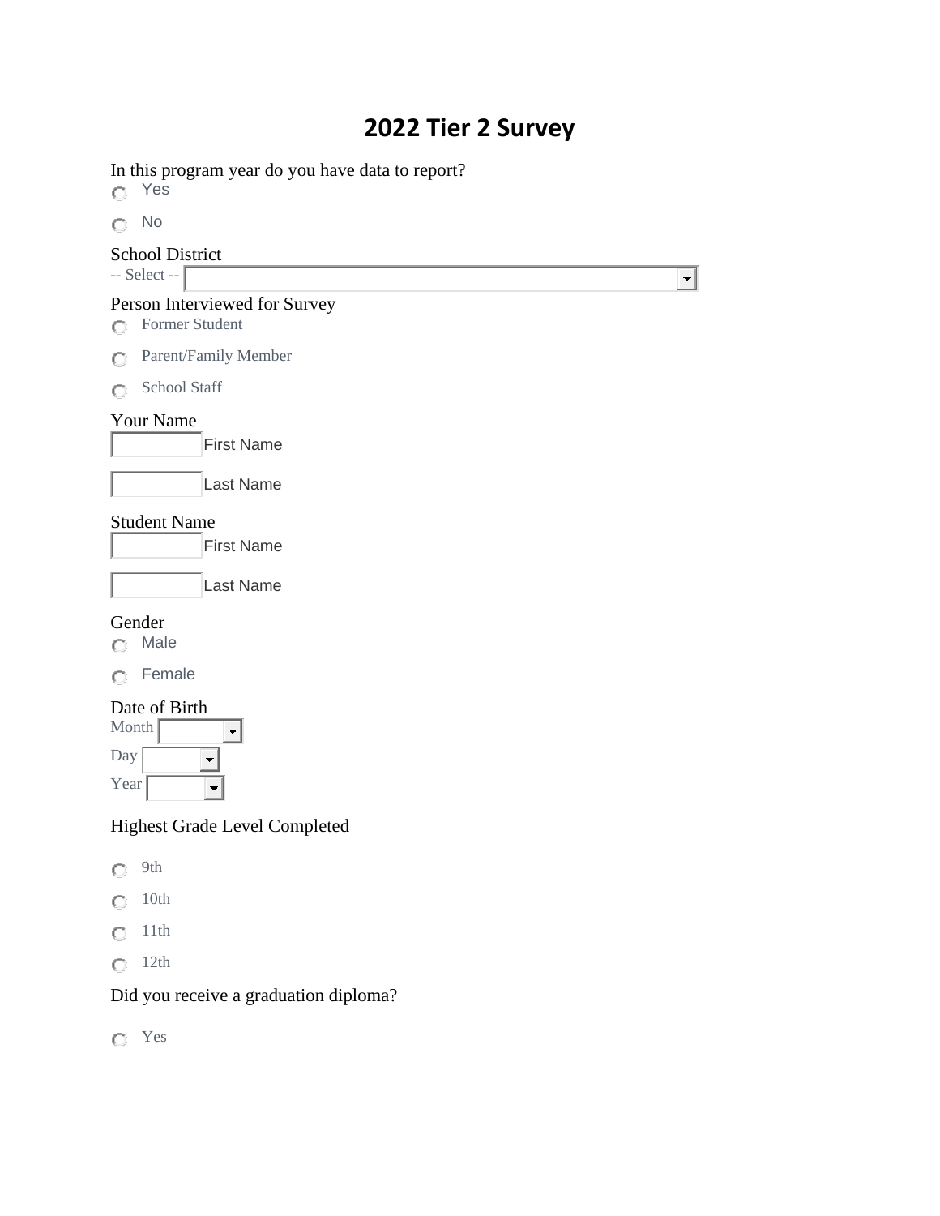# 2022 Tier 2 Survey

In this program year do you have data to report?

- Yes
- No

School District

-- Select --

Person Interviewed for Survey

- Former Student
- Parent/Family Member
- School Staff

Your Name

First Name

Last Name

Student Name

First Name

Last Name

Gender

- Male
- Female

Date of Birth

Month

Day

Year

Highest Grade Level Completed

- 9th
- 10th
- 11th
- 12th

Did you receive a graduation diploma?

- Yes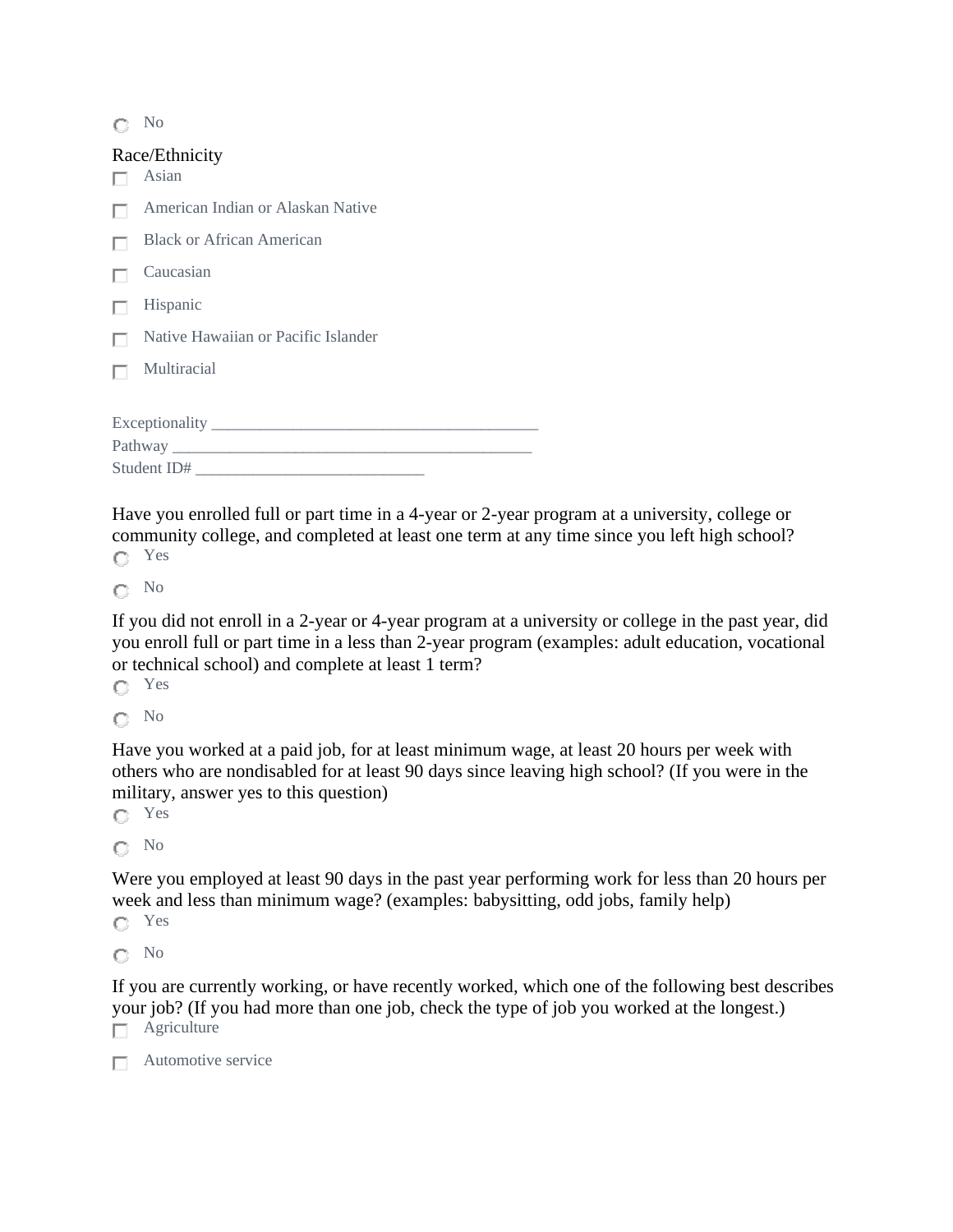- ○ No

Race/Ethnicity

- ☐ Asian
- ☐ American Indian or Alaskan Native
- ☐ Black or African American
- ☐ Caucasian
- ☐ Hispanic
- ☐ Native Hawaiian or Pacific Islander
- ☐ Multiracial

Exceptionality ________________________________________
Pathway ____________________________________________
Student ID# ____________________________

Have you enrolled full or part time in a 4-year or 2-year program at a university, college or community college, and completed at least one term at any time since you left high school?

- ○ Yes
- ○ No

If you did not enroll in a 2-year or 4-year program at a university or college in the past year, did you enroll full or part time in a less than 2-year program (examples: adult education, vocational or technical school) and complete at least 1 term?

- ○ Yes
- ○ No

Have you worked at a paid job, for at least minimum wage, at least 20 hours per week with others who are nondisabled for at least 90 days since leaving high school? (If you were in the military, answer yes to this question)

- ○ Yes
- ○ No

Were you employed at least 90 days in the past year performing work for less than 20 hours per week and less than minimum wage? (examples: babysitting, odd jobs, family help)

- ○ Yes
- ○ No

If you are currently working, or have recently worked, which one of the following best describes your job? (If you had more than one job, check the type of job you worked at the longest.)

- ☐ Agriculture
- ☐ Automotive service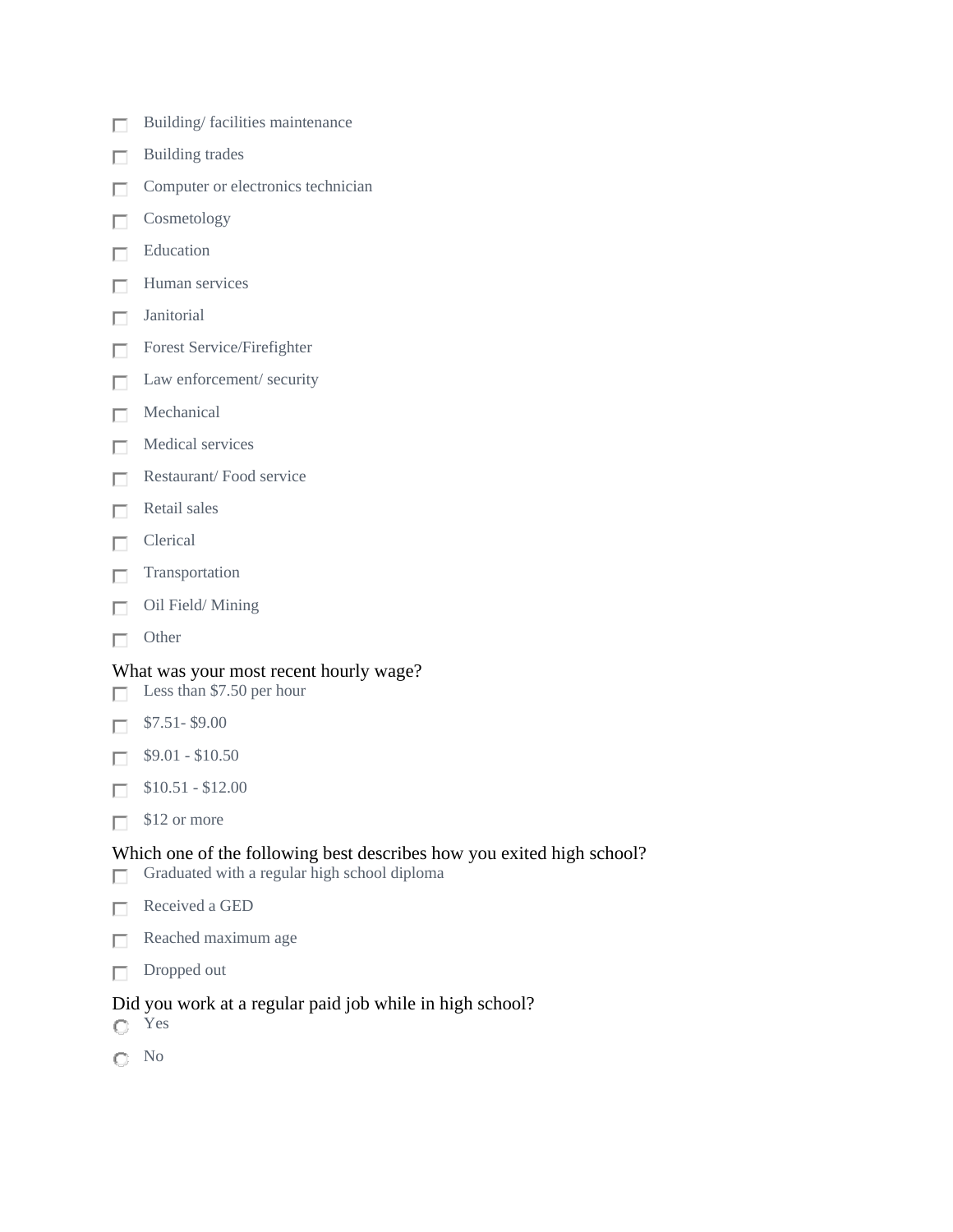- [ ] Building/ facilities maintenance
- [ ] Building trades
- [ ] Computer or electronics technician
- [ ] Cosmetology
- [ ] Education
- [ ] Human services
- [ ] Janitorial
- [ ] Forest Service/Firefighter
- [ ] Law enforcement/ security
- [ ] Mechanical
- [ ] Medical services
- [ ] Restaurant/ Food service
- [ ] Retail sales
- [ ] Clerical
- [ ] Transportation
- [ ] Oil Field/ Mining
- [ ] Other

What was your most recent hourly wage?

- [ ] Less than $7.50 per hour
- [ ] $7.51- $9.00
- [ ] $9.01 - $10.50
- [ ] $10.51 - $12.00
- [ ] $12 or more

Which one of the following best describes how you exited high school?

- [ ] Graduated with a regular high school diploma
- [ ] Received a GED
- [ ] Reached maximum age
- [ ] Dropped out

Did you work at a regular paid job while in high school?

- ○ Yes
- ○ No